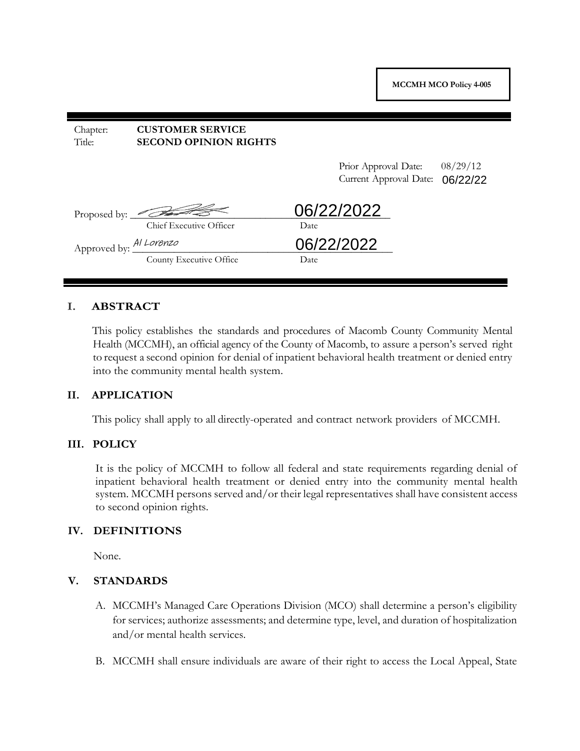**MCCMH MCO Policy 4-005**

Chapter: **CUSTOMER SERVICE**
Title: **SECOND OPINION RIGHTS**

Prior Approval Date: 08/29/12
Current Approval Date: 06/22/22

Proposed by: ____________________ 06/22/2022
Chief Executive Officer Date

Approved by: Al Lorenzo 06/22/2022
County Executive Office Date

## I. ABSTRACT

This policy establishes the standards and procedures of Macomb County Community Mental Health (MCCMH), an official agency of the County of Macomb, to assure a person's served right to request a second opinion for denial of inpatient behavioral health treatment or denied entry into the community mental health system.

## II. APPLICATION

This policy shall apply to all directly-operated and contract network providers of MCCMH.

## III. POLICY

It is the policy of MCCMH to follow all federal and state requirements regarding denial of inpatient behavioral health treatment or denied entry into the community mental health system. MCCMH persons served and/or their legal representatives shall have consistent access to second opinion rights.

## IV. DEFINITIONS

None.

## V. STANDARDS

A. MCCMH's Managed Care Operations Division (MCO) shall determine a person's eligibility for services; authorize assessments; and determine type, level, and duration of hospitalization and/or mental health services.

B. MCCMH shall ensure individuals are aware of their right to access the Local Appeal, State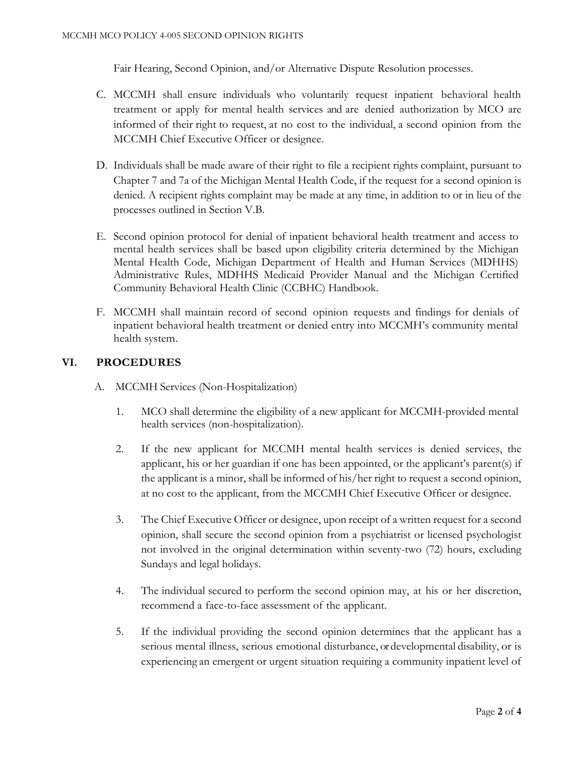Fair Hearing, Second Opinion, and/or Alternative Dispute Resolution processes.

C. MCCMH shall ensure individuals who voluntarily request inpatient behavioral health treatment or apply for mental health services and are denied authorization by MCO are informed of their right to request, at no cost to the individual, a second opinion from the MCCMH Chief Executive Officer or designee.

D. Individuals shall be made aware of their right to file a recipient rights complaint, pursuant to Chapter 7 and 7a of the Michigan Mental Health Code, if the request for a second opinion is denied. A recipient rights complaint may be made at any time, in addition to or in lieu of the processes outlined in Section V.B.

E. Second opinion protocol for denial of inpatient behavioral health treatment and access to mental health services shall be based upon eligibility criteria determined by the Michigan Mental Health Code, Michigan Department of Health and Human Services (MDHHS) Administrative Rules, MDHHS Medicaid Provider Manual and the Michigan Certified Community Behavioral Health Clinic (CCBHC) Handbook.

F. MCCMH shall maintain record of second opinion requests and findings for denials of inpatient behavioral health treatment or denied entry into MCCMH's community mental health system.

## VI. PROCEDURES

A. MCCMH Services (Non-Hospitalization)

1. MCO shall determine the eligibility of a new applicant for MCCMH-provided mental health services (non-hospitalization).

2. If the new applicant for MCCMH mental health services is denied services, the applicant, his or her guardian if one has been appointed, or the applicant's parent(s) if the applicant is a minor, shall be informed of his/her right to request a second opinion, at no cost to the applicant, from the MCCMH Chief Executive Officer or designee.

3. The Chief Executive Officer or designee, upon receipt of a written request for a second opinion, shall secure the second opinion from a psychiatrist or licensed psychologist not involved in the original determination within seventy-two (72) hours, excluding Sundays and legal holidays.

4. The individual secured to perform the second opinion may, at his or her discretion, recommend a face-to-face assessment of the applicant.

5. If the individual providing the second opinion determines that the applicant has a serious mental illness, serious emotional disturbance, or developmental disability, or is experiencing an emergent or urgent situation requiring a community inpatient level of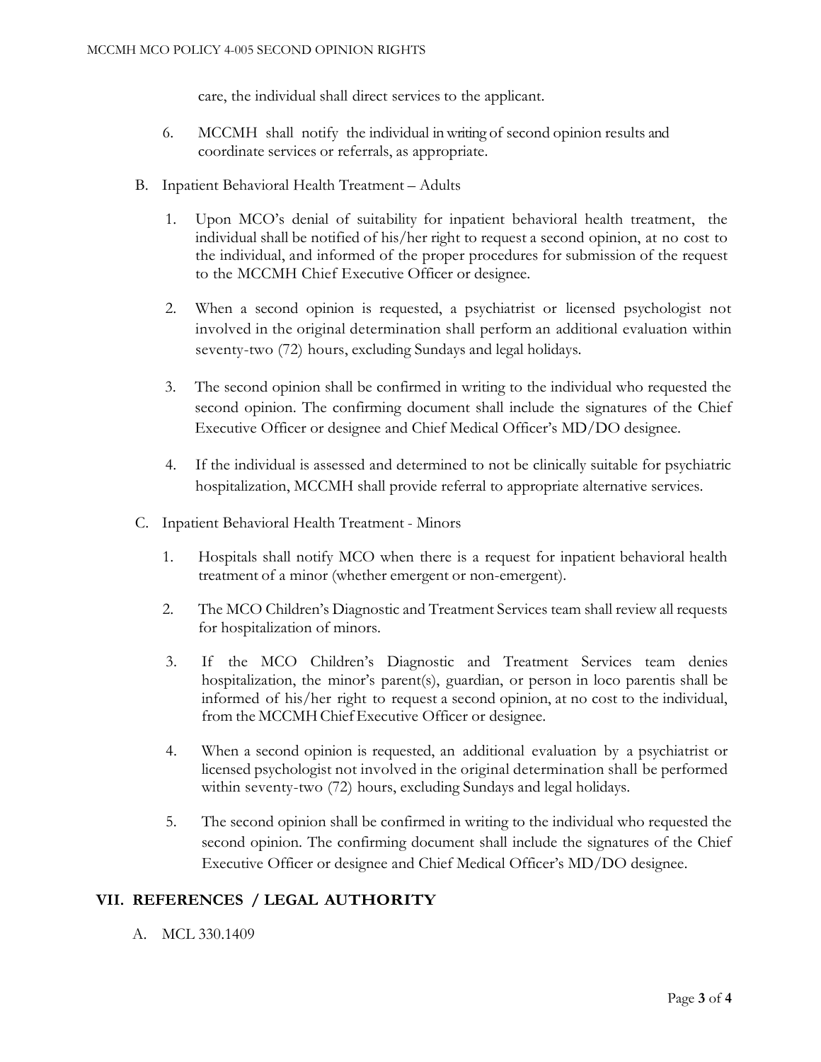care, the individual shall direct services to the applicant.

6. MCCMH shall notify the individual in writing of second opinion results and coordinate services or referrals, as appropriate.

B. Inpatient Behavioral Health Treatment – Adults

1. Upon MCO's denial of suitability for inpatient behavioral health treatment, the individual shall be notified of his/her right to request a second opinion, at no cost to the individual, and informed of the proper procedures for submission of the request to the MCCMH Chief Executive Officer or designee.

2. When a second opinion is requested, a psychiatrist or licensed psychologist not involved in the original determination shall perform an additional evaluation within seventy-two (72) hours, excluding Sundays and legal holidays.

3. The second opinion shall be confirmed in writing to the individual who requested the second opinion. The confirming document shall include the signatures of the Chief Executive Officer or designee and Chief Medical Officer's MD/DO designee.

4. If the individual is assessed and determined to not be clinically suitable for psychiatric hospitalization, MCCMH shall provide referral to appropriate alternative services.

C. Inpatient Behavioral Health Treatment - Minors

1. Hospitals shall notify MCO when there is a request for inpatient behavioral health treatment of a minor (whether emergent or non-emergent).

2. The MCO Children's Diagnostic and Treatment Services team shall review all requests for hospitalization of minors.

3. If the MCO Children's Diagnostic and Treatment Services team denies hospitalization, the minor's parent(s), guardian, or person in loco parentis shall be informed of his/her right to request a second opinion, at no cost to the individual, from the MCCMH Chief Executive Officer or designee.

4. When a second opinion is requested, an additional evaluation by a psychiatrist or licensed psychologist not involved in the original determination shall be performed within seventy-two (72) hours, excluding Sundays and legal holidays.

5. The second opinion shall be confirmed in writing to the individual who requested the second opinion. The confirming document shall include the signatures of the Chief Executive Officer or designee and Chief Medical Officer's MD/DO designee.

## VII. REFERENCES / LEGAL AUTHORITY

A. MCL 330.1409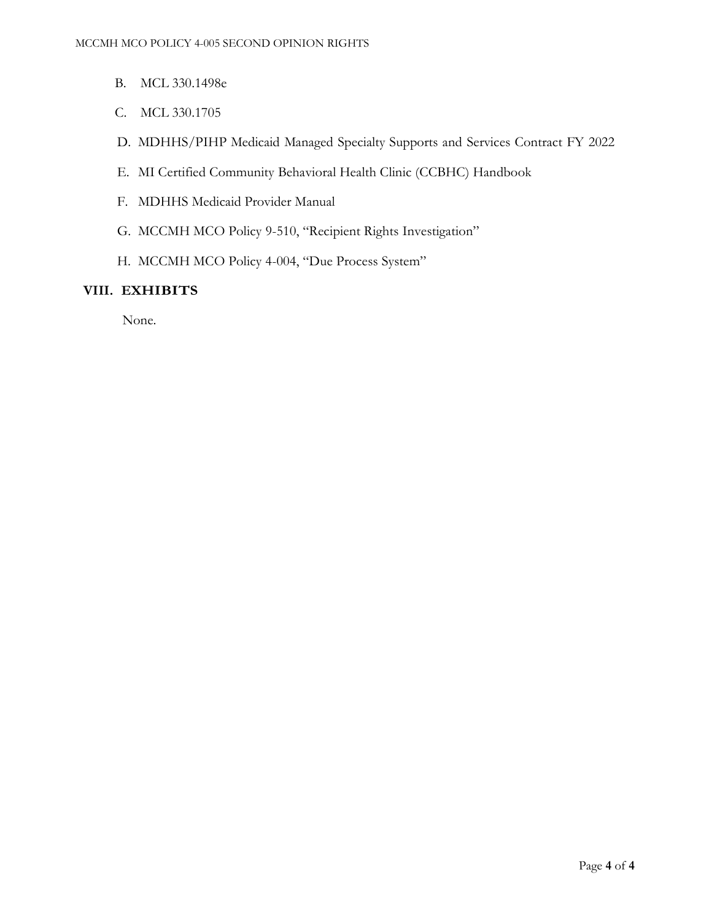B. MCL 330.1498e

C. MCL 330.1705

D. MDHHS/PIHP Medicaid Managed Specialty Supports and Services Contract FY 2022

E. MI Certified Community Behavioral Health Clinic (CCBHC) Handbook

F. MDHHS Medicaid Provider Manual

G. MCCMH MCO Policy 9-510, "Recipient Rights Investigation"

H. MCCMH MCO Policy 4-004, "Due Process System"

## VIII. EXHIBITS

None.